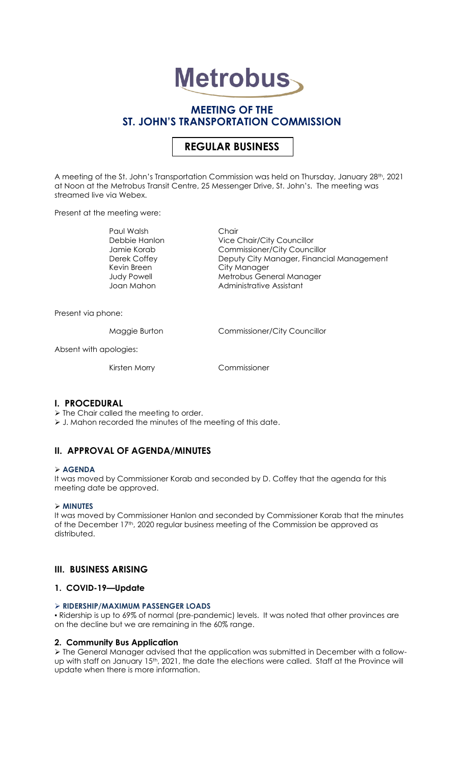# Metrobus

## MEETING OF THE ST. JOHN'S TRANSPORTATION COMMISSION

## REGULAR BUSINESS

A meeting of the St. John's Transportation Commission was held on Thursday, January 28th, 2021 at Noon at the Metrobus Transit Centre, 25 Messenger Drive, St. John's. The meeting was streamed live via Webex.

Present at the meeting were:

| | |
|---|---|
| Paul Walsh | Chair |
| Debbie Hanlon | Vice Chair/City Councillor |
| Jamie Korab | Commissioner/City Councillor |
| Derek Coffey | Deputy City Manager, Financial Management |
| Kevin Breen | City Manager |
| Judy Powell | Metrobus General Manager |
| Joan Mahon | Administrative Assistant |

Present via phone:

| | |
|---|---|
| Maggie Burton | Commissioner/City Councillor |

Absent with apologies:

| | |
|---|---|
| Kirsten Morry | Commissioner |

## I. PROCEDURAL

- The Chair called the meeting to order.
- J. Mahon recorded the minutes of the meeting of this date.

## II. APPROVAL OF AGENDA/MINUTES

- **AGENDA**

It was moved by Commissioner Korab and seconded by D. Coffey that the agenda for this meeting date be approved.

- **MINUTES**

It was moved by Commissioner Hanlon and seconded by Commissioner Korab that the minutes of the December 17th, 2020 regular business meeting of the Commission be approved as distributed.

## III. BUSINESS ARISING

### 1. COVID-19—Update

- **RIDERSHIP/MAXIMUM PASSENGER LOADS**

▪ Ridership is up to 69% of normal (pre-pandemic) levels. It was noted that other provinces are on the decline but we are remaining in the 60% range.

### 2. Community Bus Application

- The General Manager advised that the application was submitted in December with a follow-up with staff on January 15th, 2021, the date the elections were called. Staff at the Province will update when there is more information.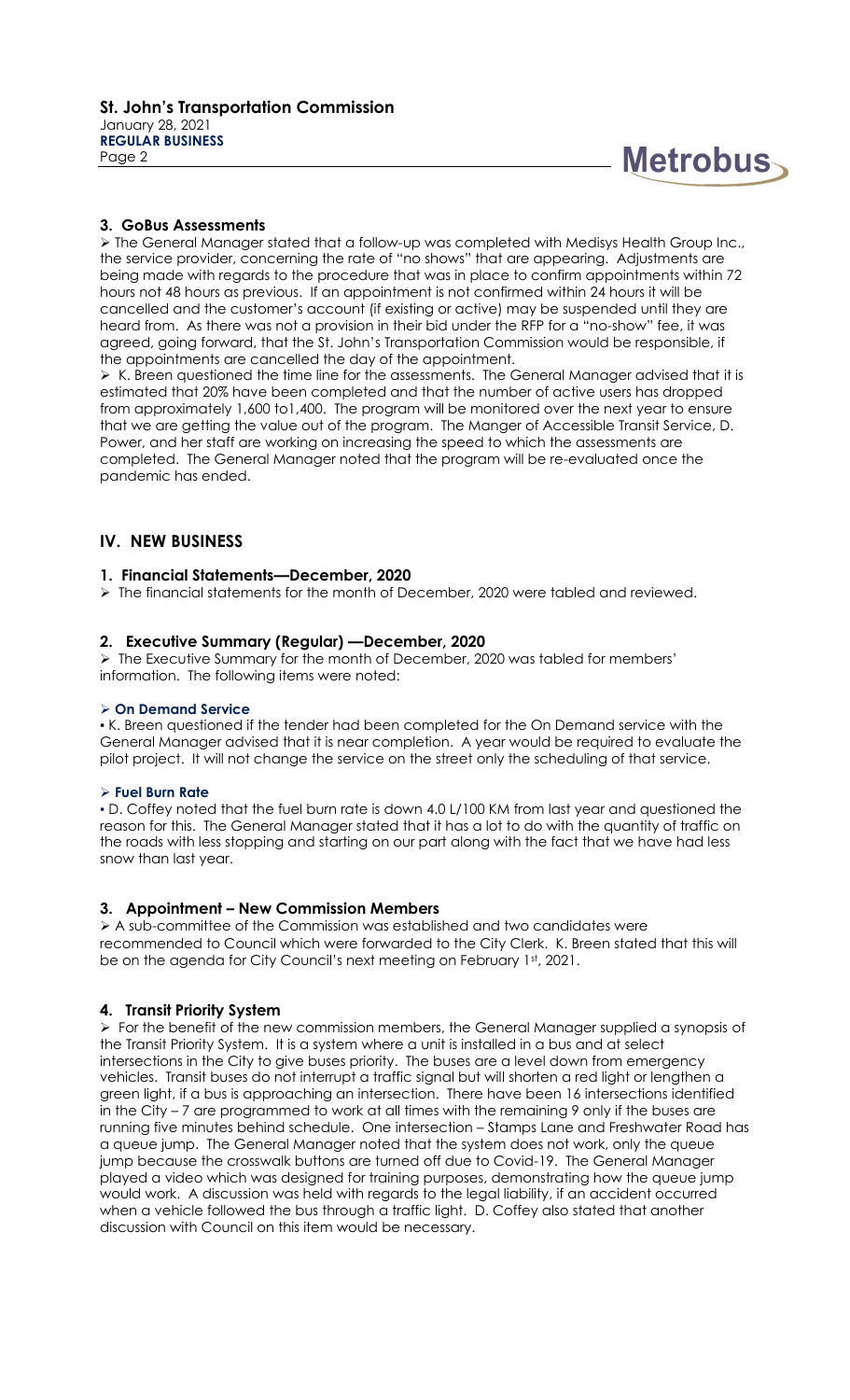### 3. GoBus Assessments

- The General Manager stated that a follow-up was completed with Medisys Health Group Inc., the service provider, concerning the rate of "no shows" that are appearing. Adjustments are being made with regards to the procedure that was in place to confirm appointments within 72 hours not 48 hours as previous. If an appointment is not confirmed within 24 hours it will be cancelled and the customer's account (if existing or active) may be suspended until they are heard from. As there was not a provision in their bid under the RFP for a "no-show" fee, it was agreed, going forward, that the St. John's Transportation Commission would be responsible, if the appointments are cancelled the day of the appointment.
- K. Breen questioned the time line for the assessments. The General Manager advised that it is estimated that 20% have been completed and that the number of active users has dropped from approximately 1,600 to1,400. The program will be monitored over the next year to ensure that we are getting the value out of the program. The Manger of Accessible Transit Service, D. Power, and her staff are working on increasing the speed to which the assessments are completed. The General Manager noted that the program will be re-evaluated once the pandemic has ended.

## IV. NEW BUSINESS

### 1. Financial Statements—December, 2020

- The financial statements for the month of December, 2020 were tabled and reviewed.

### 2. Executive Summary (Regular) —December, 2020

- The Executive Summary for the month of December, 2020 was tabled for members' information. The following items were noted:

**On Demand Service**

- K. Breen questioned if the tender had been completed for the On Demand service with the General Manager advised that it is near completion. A year would be required to evaluate the pilot project. It will not change the service on the street only the scheduling of that service.

**Fuel Burn Rate**

- D. Coffey noted that the fuel burn rate is down 4.0 L/100 KM from last year and questioned the reason for this. The General Manager stated that it has a lot to do with the quantity of traffic on the roads with less stopping and starting on our part along with the fact that we have had less snow than last year.

### 3. Appointment – New Commission Members

- A sub-committee of the Commission was established and two candidates were recommended to Council which were forwarded to the City Clerk. K. Breen stated that this will be on the agenda for City Council's next meeting on February 1st, 2021.

### 4. Transit Priority System

- For the benefit of the new commission members, the General Manager supplied a synopsis of the Transit Priority System. It is a system where a unit is installed in a bus and at select intersections in the City to give buses priority. The buses are a level down from emergency vehicles. Transit buses do not interrupt a traffic signal but will shorten a red light or lengthen a green light, if a bus is approaching an intersection. There have been 16 intersections identified in the City – 7 are programmed to work at all times with the remaining 9 only if the buses are running five minutes behind schedule. One intersection – Stamps Lane and Freshwater Road has a queue jump. The General Manager noted that the system does not work, only the queue jump because the crosswalk buttons are turned off due to Covid-19. The General Manager played a video which was designed for training purposes, demonstrating how the queue jump would work. A discussion was held with regards to the legal liability, if an accident occurred when a vehicle followed the bus through a traffic light. D. Coffey also stated that another discussion with Council on this item would be necessary.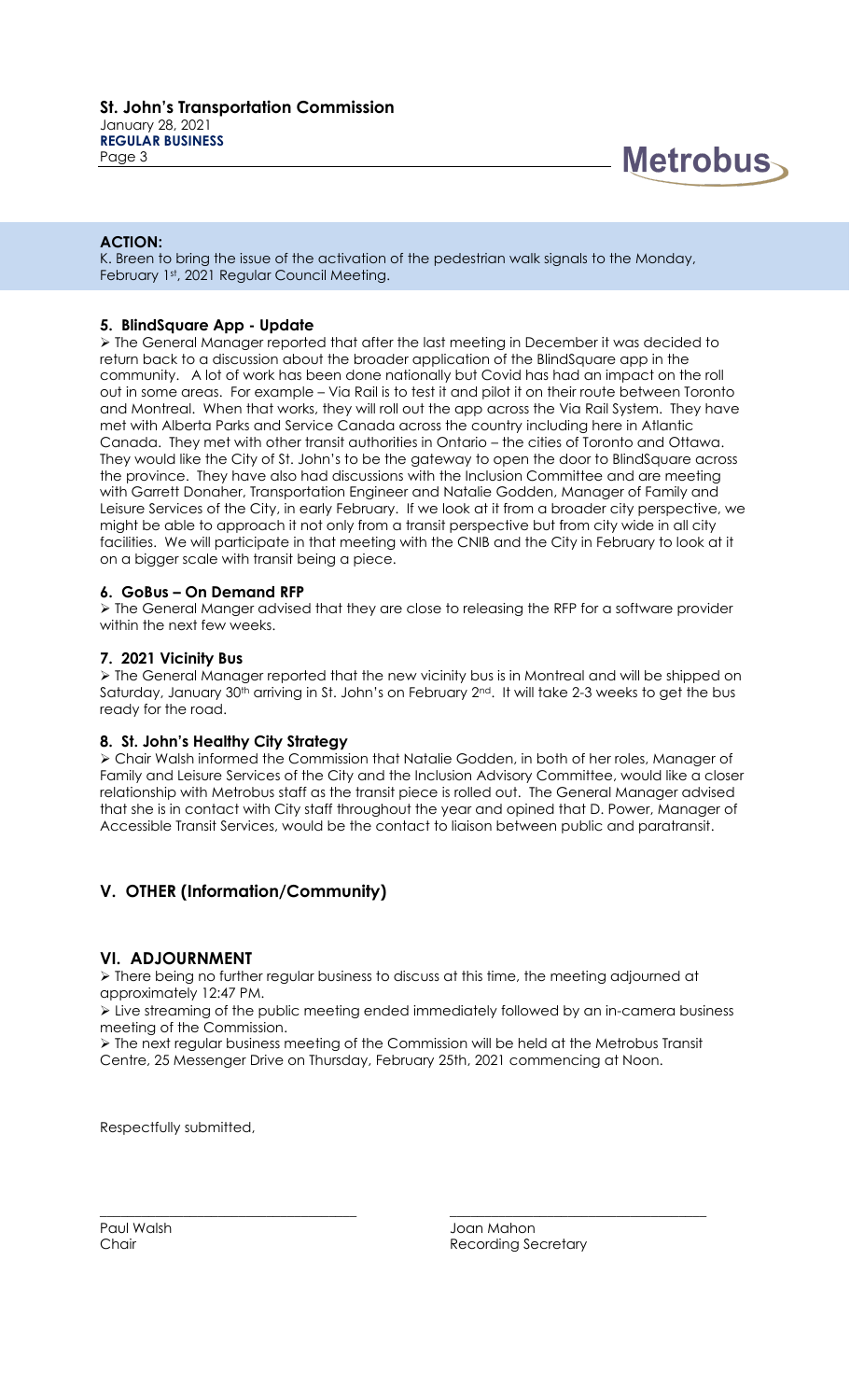**ACTION:**
K. Breen to bring the issue of the activation of the pedestrian walk signals to the Monday, February 1st, 2021 Regular Council Meeting.

**5. BlindSquare App - Update**

➢ The General Manager reported that after the last meeting in December it was decided to return back to a discussion about the broader application of the BlindSquare app in the community. A lot of work has been done nationally but Covid has had an impact on the roll out in some areas. For example – Via Rail is to test it and pilot it on their route between Toronto and Montreal. When that works, they will roll out the app across the Via Rail System. They have met with Alberta Parks and Service Canada across the country including here in Atlantic Canada. They met with other transit authorities in Ontario – the cities of Toronto and Ottawa. They would like the City of St. John's to be the gateway to open the door to BlindSquare across the province. They have also had discussions with the Inclusion Committee and are meeting with Garrett Donaher, Transportation Engineer and Natalie Godden, Manager of Family and Leisure Services of the City, in early February. If we look at it from a broader city perspective, we might be able to approach it not only from a transit perspective but from city wide in all city facilities. We will participate in that meeting with the CNIB and the City in February to look at it on a bigger scale with transit being a piece.

**6. GoBus – On Demand RFP**

➢ The General Manger advised that they are close to releasing the RFP for a software provider within the next few weeks.

**7. 2021 Vicinity Bus**

➢ The General Manager reported that the new vicinity bus is in Montreal and will be shipped on Saturday, January 30th arriving in St. John's on February 2nd. It will take 2-3 weeks to get the bus ready for the road.

**8. St. John's Healthy City Strategy**

➢ Chair Walsh informed the Commission that Natalie Godden, in both of her roles, Manager of Family and Leisure Services of the City and the Inclusion Advisory Committee, would like a closer relationship with Metrobus staff as the transit piece is rolled out. The General Manager advised that she is in contact with City staff throughout the year and opined that D. Power, Manager of Accessible Transit Services, would be the contact to liaison between public and paratransit.

## V. OTHER (Information/Community)

## VI. ADJOURNMENT

➢ There being no further regular business to discuss at this time, the meeting adjourned at approximately 12:47 PM.

➢ Live streaming of the public meeting ended immediately followed by an in-camera business meeting of the Commission.

➢ The next regular business meeting of the Commission will be held at the Metrobus Transit Centre, 25 Messenger Drive on Thursday, February 25th, 2021 commencing at Noon.

Respectfully submitted,

| | |
|---|---|
| Paul Walsh | Joan Mahon |
| Chair | Recording Secretary |